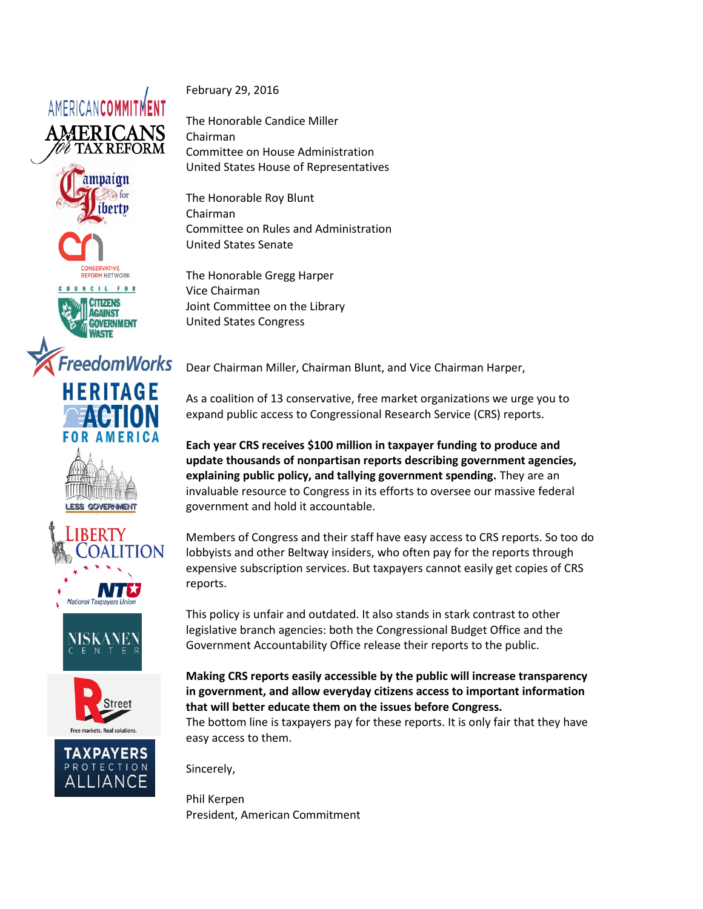February 29, 2016

The Honorable Candice Miller
Chairman
Committee on House Administration
United States House of Representatives

The Honorable Roy Blunt
Chairman
Committee on Rules and Administration
United States Senate

The Honorable Gregg Harper
Vice Chairman
Joint Committee on the Library
United States Congress

Dear Chairman Miller, Chairman Blunt, and Vice Chairman Harper,

As a coalition of 13 conservative, free market organizations we urge you to expand public access to Congressional Research Service (CRS) reports.

**Each year CRS receives $100 million in taxpayer funding to produce and update thousands of nonpartisan reports describing government agencies, explaining public policy, and tallying government spending.** They are an invaluable resource to Congress in its efforts to oversee our massive federal government and hold it accountable.

Members of Congress and their staff have easy access to CRS reports. So too do lobbyists and other Beltway insiders, who often pay for the reports through expensive subscription services. But taxpayers cannot easily get copies of CRS reports.

This policy is unfair and outdated. It also stands in stark contrast to other legislative branch agencies: both the Congressional Budget Office and the Government Accountability Office release their reports to the public.

**Making CRS reports easily accessible by the public will increase transparency in government, and allow everyday citizens access to important information that will better educate them on the issues before Congress.**
The bottom line is taxpayers pay for these reports. It is only fair that they have easy access to them.

Sincerely,

Phil Kerpen
President, American Commitment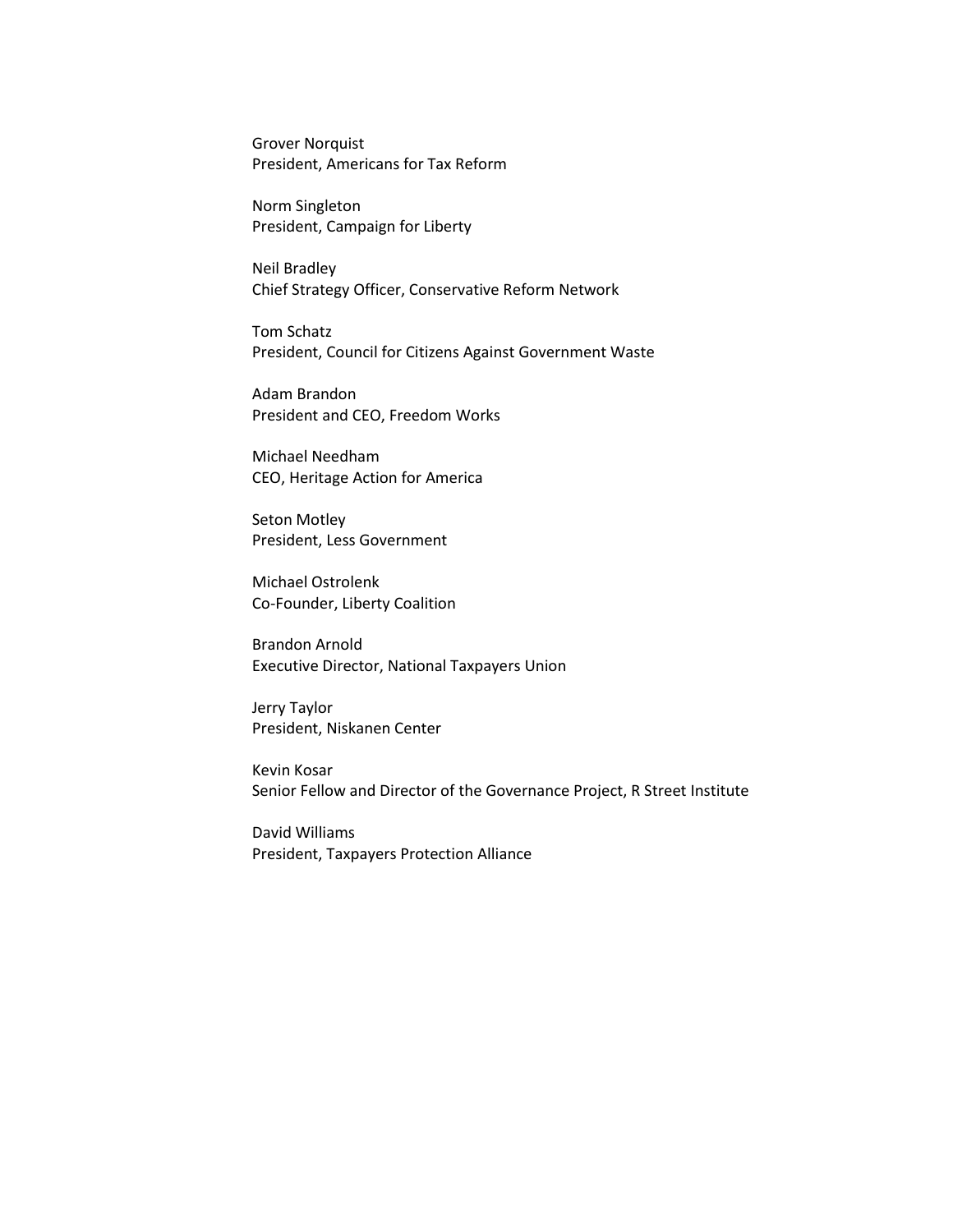Grover Norquist
President, Americans for Tax Reform

Norm Singleton
President, Campaign for Liberty

Neil Bradley
Chief Strategy Officer, Conservative Reform Network

Tom Schatz
President, Council for Citizens Against Government Waste

Adam Brandon
President and CEO, Freedom Works

Michael Needham
CEO, Heritage Action for America

Seton Motley
President, Less Government

Michael Ostrolenk
Co-Founder, Liberty Coalition

Brandon Arnold
Executive Director, National Taxpayers Union

Jerry Taylor
President, Niskanen Center

Kevin Kosar
Senior Fellow and Director of the Governance Project, R Street Institute

David Williams
President, Taxpayers Protection Alliance